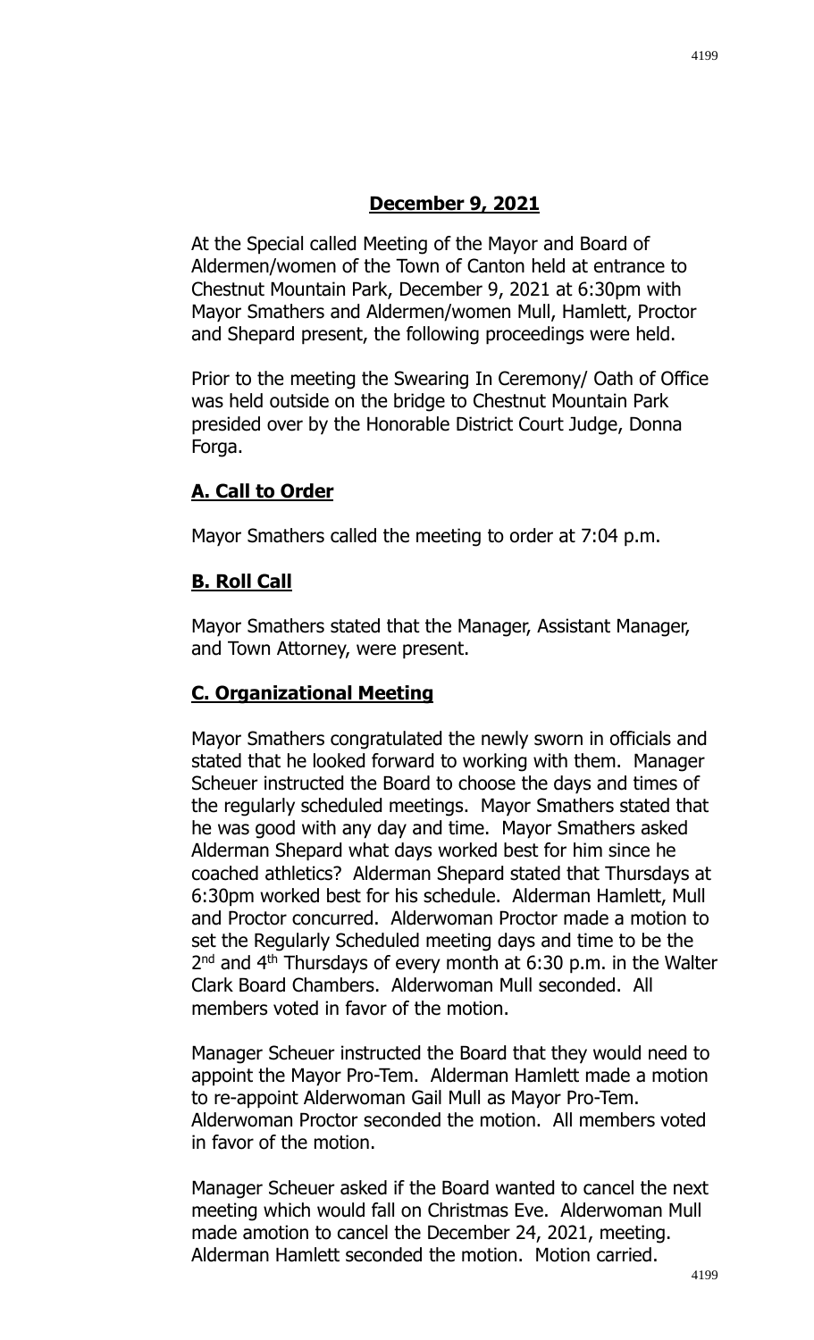# **December 9, 2021**

At the Special called Meeting of the Mayor and Board of Aldermen/women of the Town of Canton held at entrance to Chestnut Mountain Park, December 9, 2021 at 6:30pm with Mayor Smathers and Aldermen/women Mull, Hamlett, Proctor and Shepard present, the following proceedings were held.

Prior to the meeting the Swearing In Ceremony/ Oath of Office was held outside on the bridge to Chestnut Mountain Park presided over by the Honorable District Court Judge, Donna Forga.

## **A. Call to Order**

Mayor Smathers called the meeting to order at 7:04 p.m.

## **B. Roll Call**

Mayor Smathers stated that the Manager, Assistant Manager, and Town Attorney, were present.

## **C. Organizational Meeting**

Mayor Smathers congratulated the newly sworn in officials and stated that he looked forward to working with them. Manager Scheuer instructed the Board to choose the days and times of the regularly scheduled meetings. Mayor Smathers stated that he was good with any day and time. Mayor Smathers asked Alderman Shepard what days worked best for him since he coached athletics? Alderman Shepard stated that Thursdays at 6:30pm worked best for his schedule. Alderman Hamlett, Mull and Proctor concurred. Alderwoman Proctor made a motion to set the Regularly Scheduled meeting days and time to be the 2nd and 4th Thursdays of every month at 6:30 p.m. in the Walter Clark Board Chambers. Alderwoman Mull seconded. All members voted in favor of the motion.

Manager Scheuer instructed the Board that they would need to appoint the Mayor Pro-Tem. Alderman Hamlett made a motion to re-appoint Alderwoman Gail Mull as Mayor Pro-Tem. Alderwoman Proctor seconded the motion. All members voted in favor of the motion.

Manager Scheuer asked if the Board wanted to cancel the next meeting which would fall on Christmas Eve. Alderwoman Mull made amotion to cancel the December 24, 2021, meeting. Alderman Hamlett seconded the motion. Motion carried.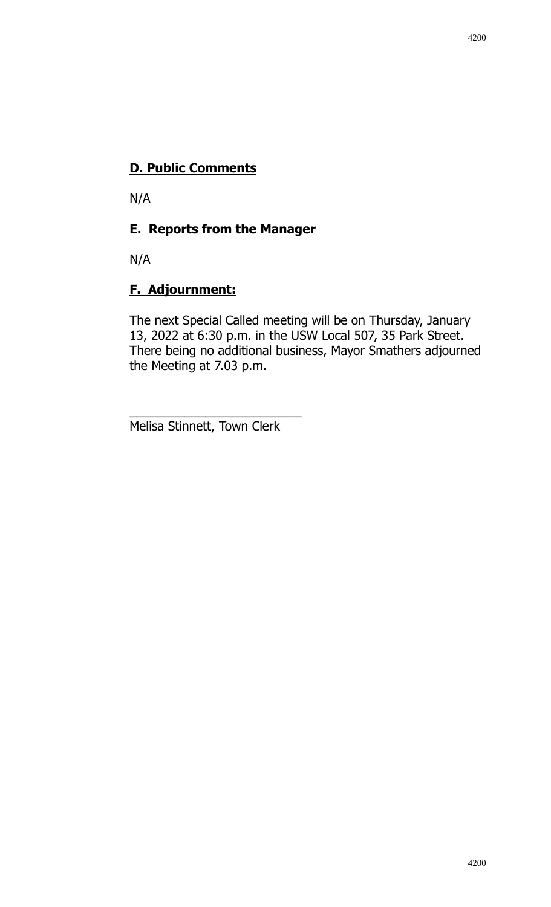## **D. Public Comments**

N/A

## **E. Reports from the Manager**

N/A

## **F. Adjournment:**

The next Special Called meeting will be on Thursday, January 13, 2022 at 6:30 p.m. in the USW Local 507, 35 Park Street. There being no additional business, Mayor Smathers adjourned the Meeting at 7.03 p.m.

\_\_\_\_\_\_\_\_\_\_\_\_\_\_\_\_\_\_\_\_\_\_\_\_\_

Melisa Stinnett, Town Clerk